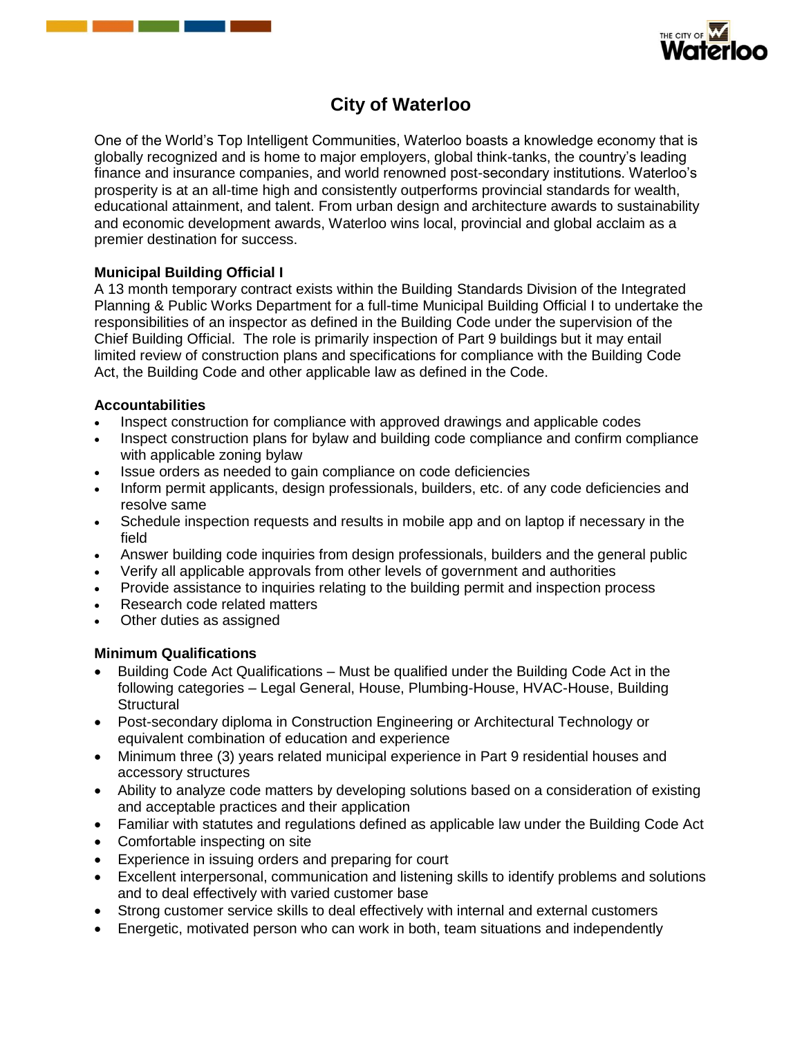# City of Waterloo

One of the World's Top Intelligent Communities, Waterloo boasts a knowledge economy that is globally recognized and is home to major employers, global think-tanks, the country's leading finance and insurance companies, and world renowned post-secondary institutions. Waterloo's prosperity is at an all-time high and consistently outperforms provincial standards for wealth, educational attainment, and talent. From urban design and architecture awards to sustainability and economic development awards, Waterloo wins local, provincial and global acclaim as a premier destination for success.

**Municipal Building Official I**

A 13 month temporary contract exists within the Building Standards Division of the Integrated Planning & Public Works Department for a full-time Municipal Building Official I to undertake the responsibilities of an inspector as defined in the Building Code under the supervision of the Chief Building Official. The role is primarily inspection of Part 9 buildings but it may entail limited review of construction plans and specifications for compliance with the Building Code Act, the Building Code and other applicable law as defined in the Code.

**Accountabilities**

- Inspect construction for compliance with approved drawings and applicable codes
- Inspect construction plans for bylaw and building code compliance and confirm compliance with applicable zoning bylaw
- Issue orders as needed to gain compliance on code deficiencies
- Inform permit applicants, design professionals, builders, etc. of any code deficiencies and resolve same
- Schedule inspection requests and results in mobile app and on laptop if necessary in the field
- Answer building code inquiries from design professionals, builders and the general public
- Verify all applicable approvals from other levels of government and authorities
- Provide assistance to inquiries relating to the building permit and inspection process
- Research code related matters
- Other duties as assigned

**Minimum Qualifications**

- Building Code Act Qualifications – Must be qualified under the Building Code Act in the following categories – Legal General, House, Plumbing-House, HVAC-House, Building Structural
- Post-secondary diploma in Construction Engineering or Architectural Technology or equivalent combination of education and experience
- Minimum three (3) years related municipal experience in Part 9 residential houses and accessory structures
- Ability to analyze code matters by developing solutions based on a consideration of existing and acceptable practices and their application
- Familiar with statutes and regulations defined as applicable law under the Building Code Act
- Comfortable inspecting on site
- Experience in issuing orders and preparing for court
- Excellent interpersonal, communication and listening skills to identify problems and solutions and to deal effectively with varied customer base
- Strong customer service skills to deal effectively with internal and external customers
- Energetic, motivated person who can work in both, team situations and independently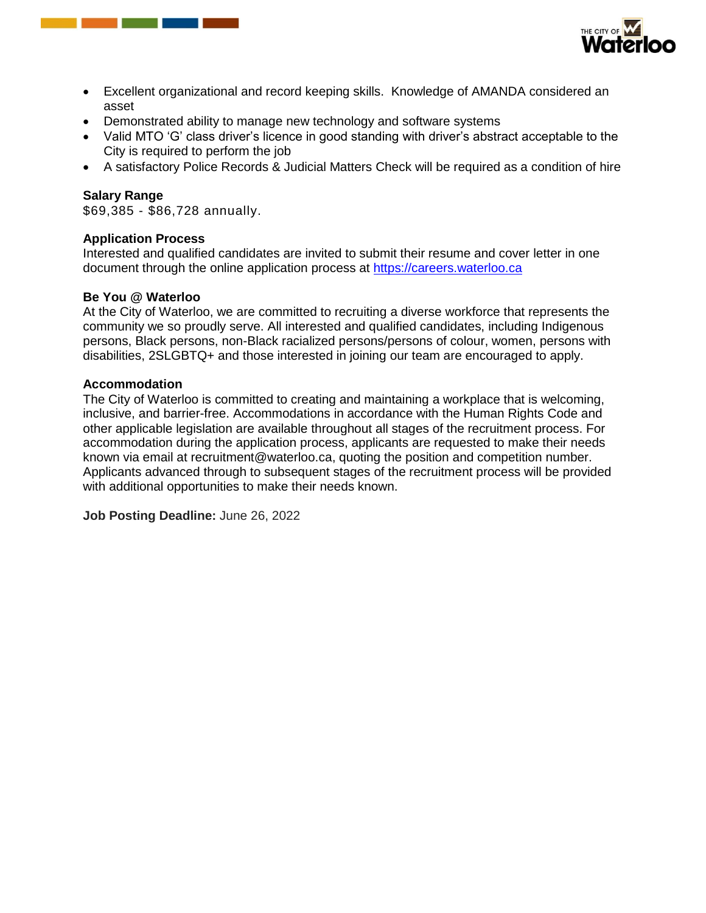- Excellent organizational and record keeping skills. Knowledge of AMANDA considered an asset
- Demonstrated ability to manage new technology and software systems
- Valid MTO 'G' class driver's licence in good standing with driver's abstract acceptable to the City is required to perform the job
- A satisfactory Police Records & Judicial Matters Check will be required as a condition of hire

**Salary Range**
$69,385 - $86,728 annually.

**Application Process**
Interested and qualified candidates are invited to submit their resume and cover letter in one document through the online application process at https://careers.waterloo.ca

**Be You @ Waterloo**
At the City of Waterloo, we are committed to recruiting a diverse workforce that represents the community we so proudly serve. All interested and qualified candidates, including Indigenous persons, Black persons, non-Black racialized persons/persons of colour, women, persons with disabilities, 2SLGBTQ+ and those interested in joining our team are encouraged to apply.

**Accommodation**
The City of Waterloo is committed to creating and maintaining a workplace that is welcoming, inclusive, and barrier-free. Accommodations in accordance with the Human Rights Code and other applicable legislation are available throughout all stages of the recruitment process. For accommodation during the application process, applicants are requested to make their needs known via email at recruitment@waterloo.ca, quoting the position and competition number. Applicants advanced through to subsequent stages of the recruitment process will be provided with additional opportunities to make their needs known.

**Job Posting Deadline:** June 26, 2022